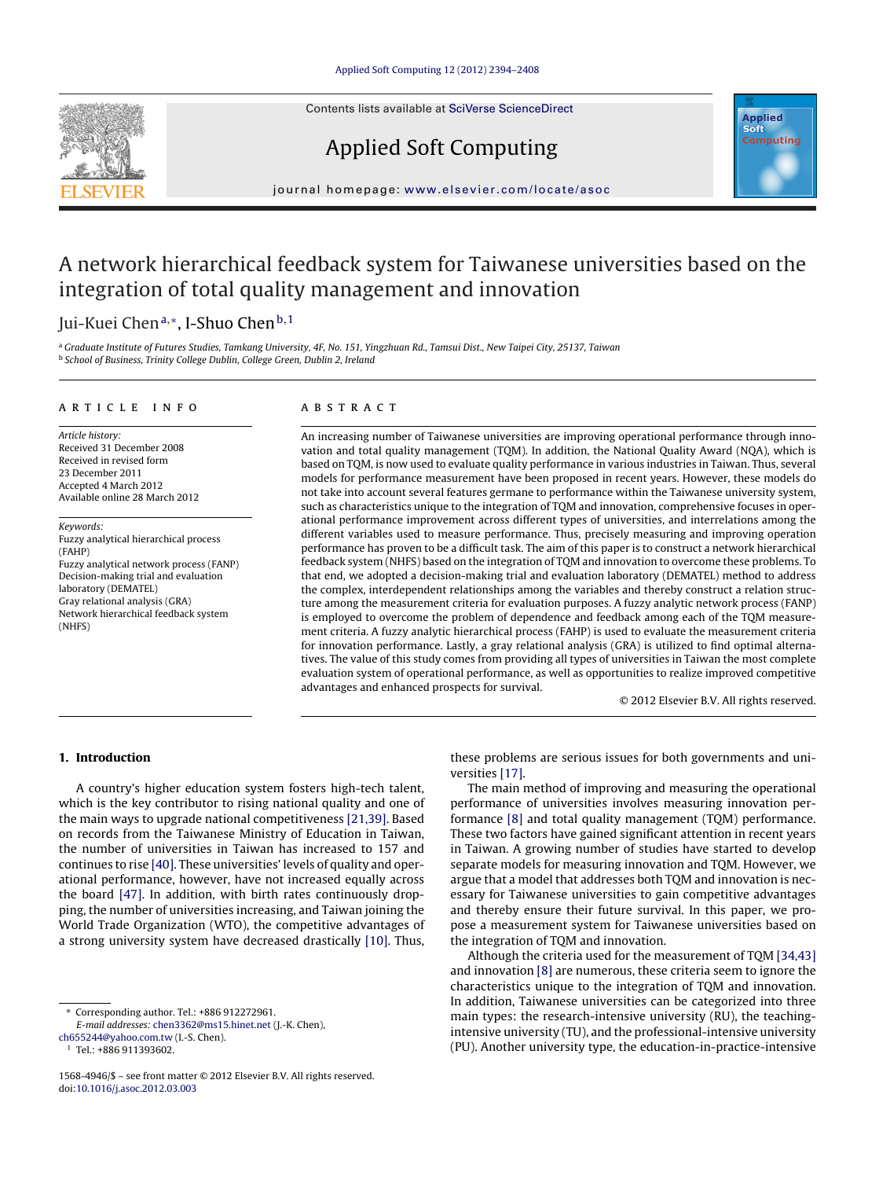# A network hierarchical feedback system for Taiwanese universities based on the integration of total quality management and innovation

Jui-Kuei Chen[a,*], I-Shuo Chen[b,1]

[a] Graduate Institute of Futures Studies, Tamkang University, 4F, No. 151, Yingzhuan Rd., Tamsui Dist., New Taipei City, 25137, Taiwan
[b] School of Business, Trinity College Dublin, College Green, Dublin 2, Ireland

## ARTICLE INFO

*Article history:*
Received 31 December 2008
Received in revised form
23 December 2011
Accepted 4 March 2012
Available online 28 March 2012

*Keywords:*
Fuzzy analytical hierarchical process (FAHP)
Fuzzy analytical network process (FANP)
Decision-making trial and evaluation laboratory (DEMATEL)
Gray relational analysis (GRA)
Network hierarchical feedback system (NHFS)

## ABSTRACT

An increasing number of Taiwanese universities are improving operational performance through innovation and total quality management (TQM). In addition, the National Quality Award (NQA), which is based on TQM, is now used to evaluate quality performance in various industries in Taiwan. Thus, several models for performance measurement have been proposed in recent years. However, these models do not take into account several features germane to performance within the Taiwanese university system, such as characteristics unique to the integration of TQM and innovation, comprehensive focuses in operational performance improvement across different types of universities, and interrelations among the different variables used to measure performance. Thus, precisely measuring and improving operation performance has proven to be a difficult task. The aim of this paper is to construct a network hierarchical feedback system (NHFS) based on the integration of TQM and innovation to overcome these problems. To that end, we adopted a decision-making trial and evaluation laboratory (DEMATEL) method to address the complex, interdependent relationships among the variables and thereby construct a relation structure among the measurement criteria for evaluation purposes. A fuzzy analytic network process (FANP) is employed to overcome the problem of dependence and feedback among each of the TQM measurement criteria. A fuzzy analytic hierarchical process (FAHP) is used to evaluate the measurement criteria for innovation performance. Lastly, a gray relational analysis (GRA) is utilized to find optimal alternatives. The value of this study comes from providing all types of universities in Taiwan the most complete evaluation system of operational performance, as well as opportunities to realize improved competitive advantages and enhanced prospects for survival.

© 2012 Elsevier B.V. All rights reserved.

## 1. Introduction

A country's higher education system fosters high-tech talent, which is the key contributor to rising national quality and one of the main ways to upgrade national competitiveness [21,39]. Based on records from the Taiwanese Ministry of Education in Taiwan, the number of universities in Taiwan has increased to 157 and continues to rise [40]. These universities' levels of quality and operational performance, however, have not increased equally across the board [47]. In addition, with birth rates continuously dropping, the number of universities increasing, and Taiwan joining the World Trade Organization (WTO), the competitive advantages of a strong university system have decreased drastically [10]. Thus, these problems are serious issues for both governments and universities [17].

The main method of improving and measuring the operational performance of universities involves measuring innovation performance [8] and total quality management (TQM) performance. These two factors have gained significant attention in recent years in Taiwan. A growing number of studies have started to develop separate models for measuring innovation and TQM. However, we argue that a model that addresses both TQM and innovation is necessary for Taiwanese universities to gain competitive advantages and thereby ensure their future survival. In this paper, we propose a measurement system for Taiwanese universities based on the integration of TQM and innovation.

Although the criteria used for the measurement of TQM [34,43] and innovation [8] are numerous, these criteria seem to ignore the characteristics unique to the integration of TQM and innovation. In addition, Taiwanese universities can be categorized into three main types: the research-intensive university (RU), the teaching-intensive university (TU), and the professional-intensive university (PU). Another university type, the education-in-practice-intensive

* Corresponding author. Tel.: +886 912272961.
*E-mail addresses:* chen3362@ms15.hinet.net (J.-K. Chen), ch655244@yahoo.com.tw (I.-S. Chen).
[1] Tel.: +886 911393602.

1568-4946/$ – see front matter © 2012 Elsevier B.V. All rights reserved.
doi:10.1016/j.asoc.2012.03.003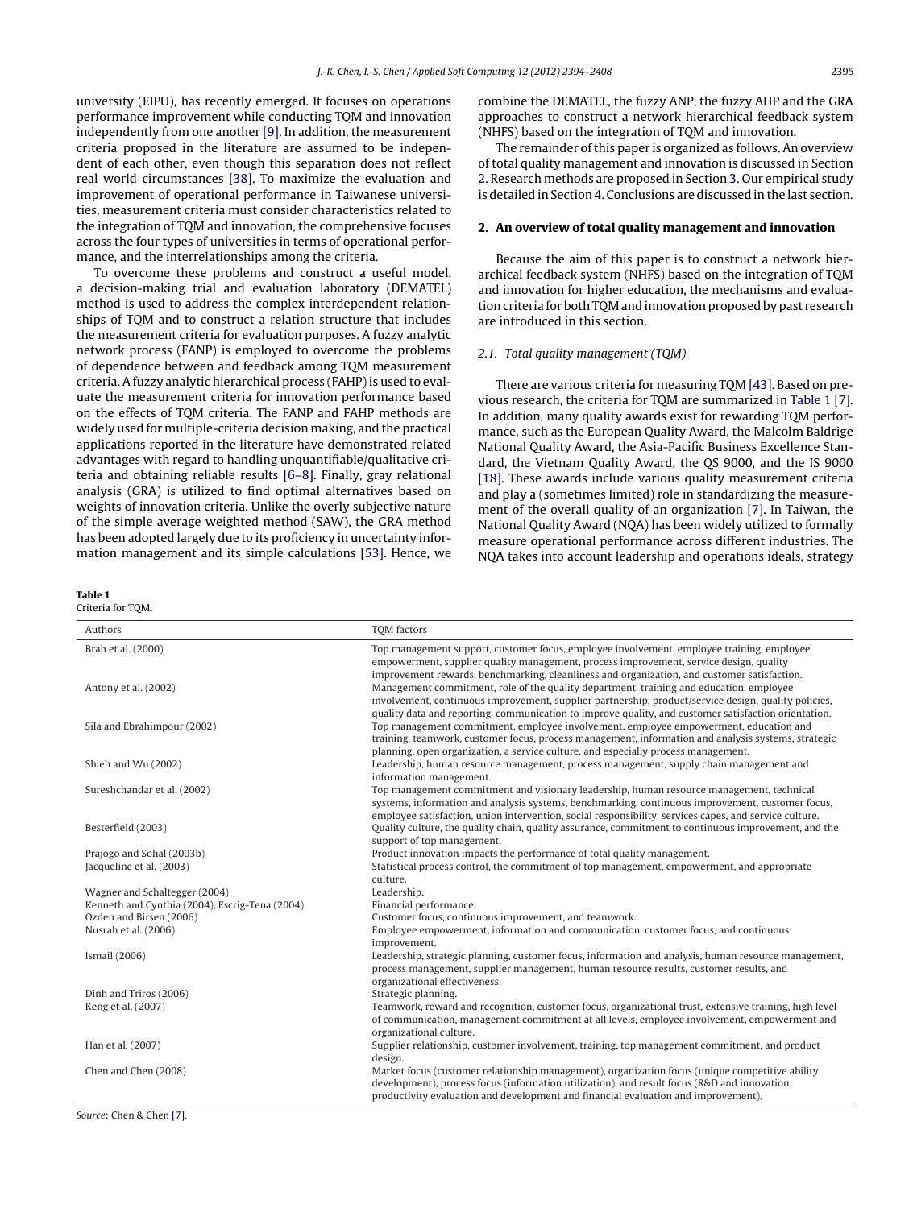university (EIPU), has recently emerged. It focuses on operations performance improvement while conducting TQM and innovation independently from one another [9]. In addition, the measurement criteria proposed in the literature are assumed to be independent of each other, even though this separation does not reflect real world circumstances [38]. To maximize the evaluation and improvement of operational performance in Taiwanese universities, measurement criteria must consider characteristics related to the integration of TQM and innovation, the comprehensive focuses across the four types of universities in terms of operational performance, and the interrelationships among the criteria.

To overcome these problems and construct a useful model, a decision-making trial and evaluation laboratory (DEMATEL) method is used to address the complex interdependent relationships of TQM and to construct a relation structure that includes the measurement criteria for evaluation purposes. A fuzzy analytic network process (FANP) is employed to overcome the problems of dependence between and feedback among TQM measurement criteria. A fuzzy analytic hierarchical process (FAHP) is used to evaluate the measurement criteria for innovation performance based on the effects of TQM criteria. The FANP and FAHP methods are widely used for multiple-criteria decision making, and the practical applications reported in the literature have demonstrated related advantages with regard to handling unquantifiable/qualitative criteria and obtaining reliable results [6–8]. Finally, gray relational analysis (GRA) is utilized to find optimal alternatives based on weights of innovation criteria. Unlike the overly subjective nature of the simple average weighted method (SAW), the GRA method has been adopted largely due to its proficiency in uncertainty information management and its simple calculations [53]. Hence, we combine the DEMATEL, the fuzzy ANP, the fuzzy AHP and the GRA approaches to construct a network hierarchical feedback system (NHFS) based on the integration of TQM and innovation.

The remainder of this paper is organized as follows. An overview of total quality management and innovation is discussed in Section 2. Research methods are proposed in Section 3. Our empirical study is detailed in Section 4. Conclusions are discussed in the last section.

## 2. An overview of total quality management and innovation

Because the aim of this paper is to construct a network hierarchical feedback system (NHFS) based on the integration of TQM and innovation for higher education, the mechanisms and evaluation criteria for both TQM and innovation proposed by past research are introduced in this section.

### 2.1. Total quality management (TQM)

There are various criteria for measuring TQM [43]. Based on previous research, the criteria for TQM are summarized in Table 1 [7]. In addition, many quality awards exist for rewarding TQM performance, such as the European Quality Award, the Malcolm Baldrige National Quality Award, the Asia-Pacific Business Excellence Standard, the Vietnam Quality Award, the QS 9000, and the IS 9000 [18]. These awards include various quality measurement criteria and play a (sometimes limited) role in standardizing the measurement of the overall quality of an organization [7]. In Taiwan, the National Quality Award (NQA) has been widely utilized to formally measure operational performance across different industries. The NQA takes into account leadership and operations ideals, strategy

**Table 1**
Criteria for TQM.

| Authors | TQM factors |
|---|---|
| Brah et al. (2000) | Top management support, customer focus, employee involvement, employee training, employee empowerment, supplier quality management, process improvement, service design, quality improvement rewards, benchmarking, cleanliness and organization, and customer satisfaction. |
| Antony et al. (2002) | Management commitment, role of the quality department, training and education, employee involvement, continuous improvement, supplier partnership, product/service design, quality policies, quality data and reporting, communication to improve quality, and customer satisfaction orientation. |
| Sila and Ebrahimpour (2002) | Top management commitment, employee involvement, employee empowerment, education and training, teamwork, customer focus, process management, information and analysis systems, strategic planning, open organization, a service culture, and especially process management. |
| Shieh and Wu (2002) | Leadership, human resource management, process management, supply chain management and information management. |
| Sureshchandar et al. (2002) | Top management commitment and visionary leadership, human resource management, technical systems, information and analysis systems, benchmarking, continuous improvement, customer focus, employee satisfaction, union intervention, social responsibility, services capes, and service culture. |
| Besterfield (2003) | Quality culture, the quality chain, quality assurance, commitment to continuous improvement, and the support of top management. |
| Prajogo and Sohal (2003b) | Product innovation impacts the performance of total quality management. |
| Jacqueline et al. (2003) | Statistical process control, the commitment of top management, empowerment, and appropriate culture. |
| Wagner and Schaltegger (2004) | Leadership. |
| Kenneth and Cynthia (2004), Escrig-Tena (2004) | Financial performance. |
| Ozden and Birsen (2006) | Customer focus, continuous improvement, and teamwork. |
| Nusrah et al. (2006) | Employee empowerment, information and communication, customer focus, and continuous improvement. |
| Ismail (2006) | Leadership, strategic planning, customer focus, information and analysis, human resource management, process management, supplier management, human resource results, customer results, and organizational effectiveness. |
| Dinh and Triros (2006) | Strategic planning. |
| Keng et al. (2007) | Teamwork, reward and recognition, customer focus, organizational trust, extensive training, high level of communication, management commitment at all levels, employee involvement, empowerment and organizational culture. |
| Han et al. (2007) | Supplier relationship, customer involvement, training, top management commitment, and product design. |
| Chen and Chen (2008) | Market focus (customer relationship management), organization focus (unique competitive ability development), process focus (information utilization), and result focus (R&D and innovation productivity evaluation and development and financial evaluation and improvement). |

*Source*: Chen & Chen [7].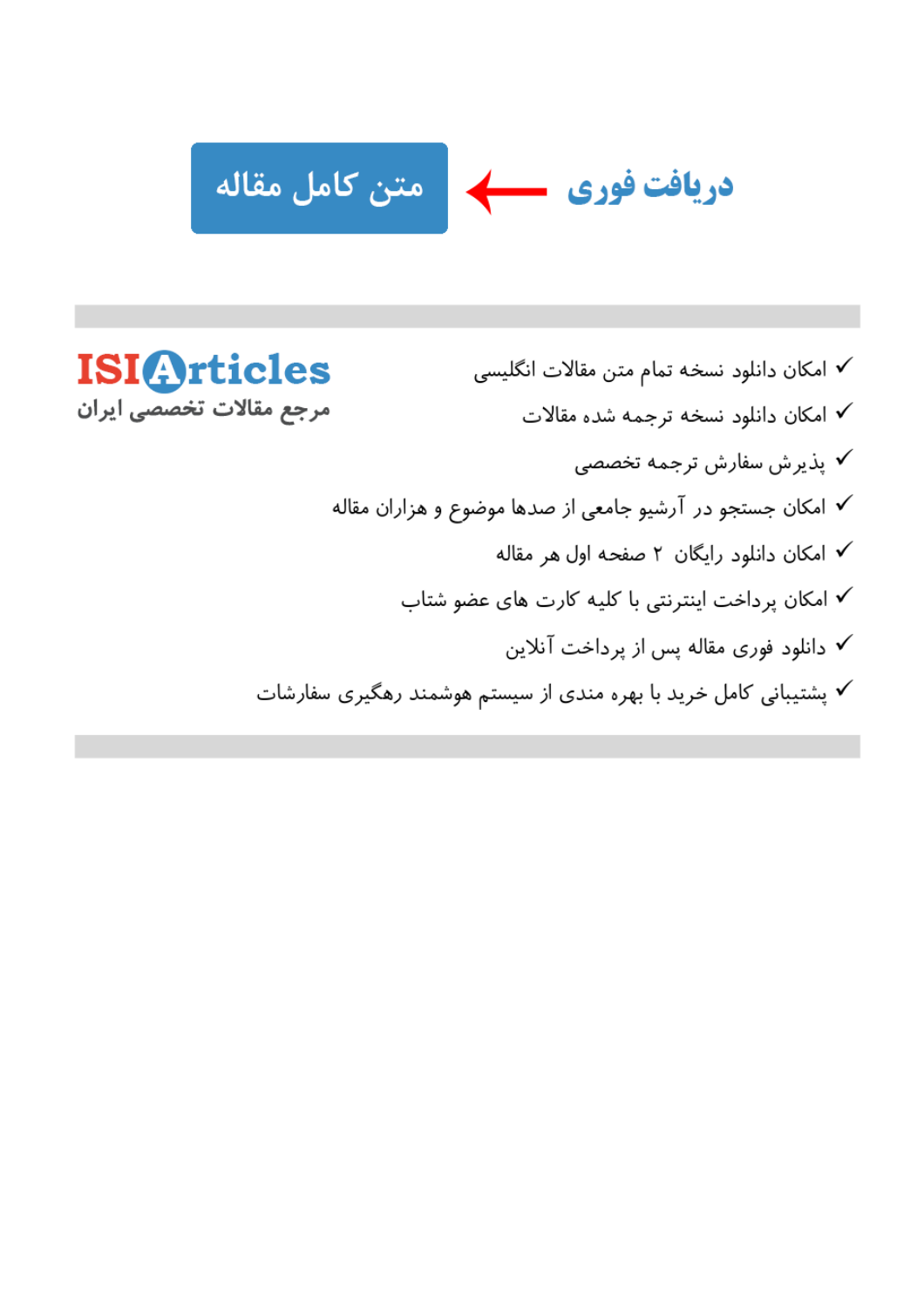دریافت فوری ← متن کامل مقاله

---

**ISIArticles**
مرجع مقالات تخصصی ایران

- ✓ امکان دانلود نسخه تمام متن مقالات انگلیسی
- ✓ امکان دانلود نسخه ترجمه شده مقالات
- ✓ پذیرش سفارش ترجمه تخصصی
- ✓ امکان جستجو در آرشیو جامعی از صدها موضوع و هزاران مقاله
- ✓ امکان دانلود رایگان ۲ صفحه اول هر مقاله
- ✓ امکان پرداخت اینترنتی با کلیه کارت های عضو شتاب
- ✓ دانلود فوری مقاله پس از پرداخت آنلاین
- ✓ پشتیبانی کامل خرید با بهره مندی از سیستم هوشمند رهگیری سفارشات

---